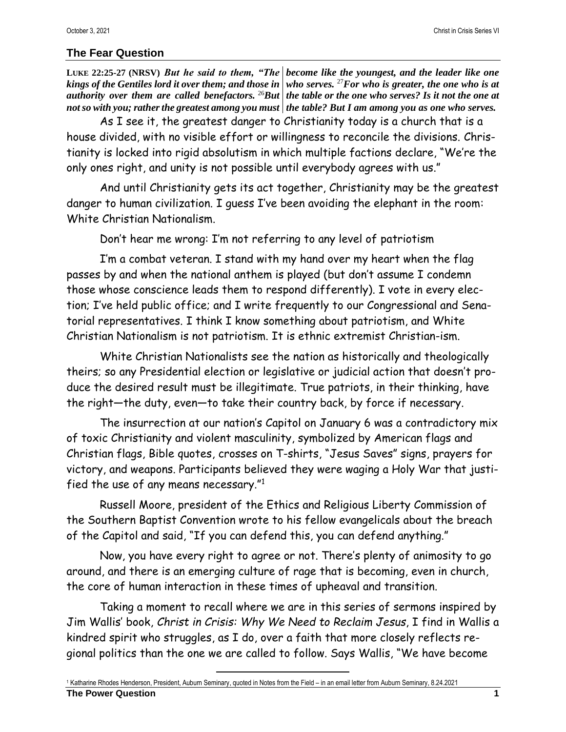## The Fear Question

**LUKE 22:25-27 (NRSV)** ***But he said to them, "The kings of the Gentiles lord it over them; and those in authority over them are called benefactors.*** [26] ***But not so with you; rather the greatest among you must become like the youngest, and the leader like one who serves.*** [27] ***For who is greater, the one who is at the table or the one who serves? Is it not the one at the table? But I am among you as one who serves.***

As I see it, the greatest danger to Christianity today is a church that is a house divided, with no visible effort or willingness to reconcile the divisions. Christianity is locked into rigid absolutism in which multiple factions declare, "We're the only ones right, and unity is not possible until everybody agrees with us."

And until Christianity gets its act together, Christianity may be the greatest danger to human civilization. I guess I've been avoiding the elephant in the room: White Christian Nationalism.

Don't hear me wrong: I'm not referring to any level of patriotism

I'm a combat veteran. I stand with my hand over my heart when the flag passes by and when the national anthem is played (but don't assume I condemn those whose conscience leads them to respond differently). I vote in every election; I've held public office; and I write frequently to our Congressional and Senatorial representatives. I think I know something about patriotism, and White Christian Nationalism is not patriotism. It is ethnic extremist Christian-ism.

White Christian Nationalists see the nation as historically and theologically theirs; so any Presidential election or legislative or judicial action that doesn't produce the desired result must be illegitimate. True patriots, in their thinking, have the right—the duty, even—to take their country back, by force if necessary.

The insurrection at our nation's Capitol on January 6 was a contradictory mix of toxic Christianity and violent masculinity, symbolized by American flags and Christian flags, Bible quotes, crosses on T-shirts, "Jesus Saves" signs, prayers for victory, and weapons. Participants believed they were waging a Holy War that justified the use of any means necessary."[1]

Russell Moore, president of the Ethics and Religious Liberty Commission of the Southern Baptist Convention wrote to his fellow evangelicals about the breach of the Capitol and said, "If you can defend this, you can defend anything."

Now, you have every right to agree or not. There's plenty of animosity to go around, and there is an emerging culture of rage that is becoming, even in church, the core of human interaction in these times of upheaval and transition.

Taking a moment to recall where we are in this series of sermons inspired by Jim Wallis' book, *Christ in Crisis: Why We Need to Reclaim Jesus*, I find in Wallis a kindred spirit who struggles, as I do, over a faith that more closely reflects regional politics than the one we are called to follow. Says Wallis, "We have become

---

[1] Katharine Rhodes Henderson, President, Auburn Seminary, quoted in Notes from the Field – in an email letter from Auburn Seminary, 8.24.2021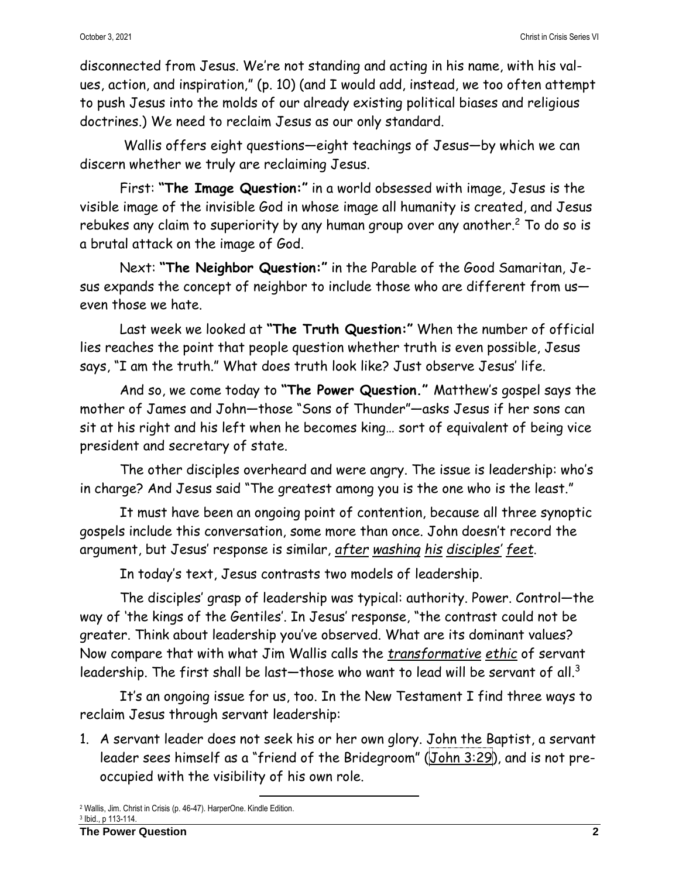disconnected from Jesus. We're not standing and acting in his name, with his values, action, and inspiration," (p. 10) (and I would add, instead, we too often attempt to push Jesus into the molds of our already existing political biases and religious doctrines.) We need to reclaim Jesus as our only standard.

Wallis offers eight questions—eight teachings of Jesus—by which we can discern whether we truly are reclaiming Jesus.

First: **"The Image Question:"** in a world obsessed with image, Jesus is the visible image of the invisible God in whose image all humanity is created, and Jesus rebukes any claim to superiority by any human group over any another.[2] To do so is a brutal attack on the image of God.

Next: **"The Neighbor Question:"** in the Parable of the Good Samaritan, Jesus expands the concept of neighbor to include those who are different from us—even those we hate.

Last week we looked at **"The Truth Question:"** When the number of official lies reaches the point that people question whether truth is even possible, Jesus says, "I am the truth." What does truth look like? Just observe Jesus' life.

And so, we come today to **"The Power Question."** Matthew's gospel says the mother of James and John—those "Sons of Thunder"—asks Jesus if her sons can sit at his right and his left when he becomes king… sort of equivalent of being vice president and secretary of state.

The other disciples overheard and were angry. The issue is leadership: who's in charge? And Jesus said "The greatest among you is the one who is the least."

It must have been an ongoing point of contention, because all three synoptic gospels include this conversation, some more than once. John doesn't record the argument, but Jesus' response is similar, *after washing his disciples' feet*.

In today's text, Jesus contrasts two models of leadership.

The disciples' grasp of leadership was typical: authority. Power. Control—the way of 'the kings of the Gentiles'. In Jesus' response, "the contrast could not be greater. Think about leadership you've observed. What are its dominant values? Now compare that with what Jim Wallis calls the *transformative ethic* of servant leadership. The first shall be last—those who want to lead will be servant of all.[3]

It's an ongoing issue for us, too. In the New Testament I find three ways to reclaim Jesus through servant leadership:

1. A servant leader does not seek his or her own glory. John the Baptist, a servant leader sees himself as a "friend of the Bridegroom" (John 3:29), and is not preoccupied with the visibility of his own role.

---

[2] Wallis, Jim. Christ in Crisis (p. 46-47). HarperOne. Kindle Edition.
[3] Ibid., p 113-114.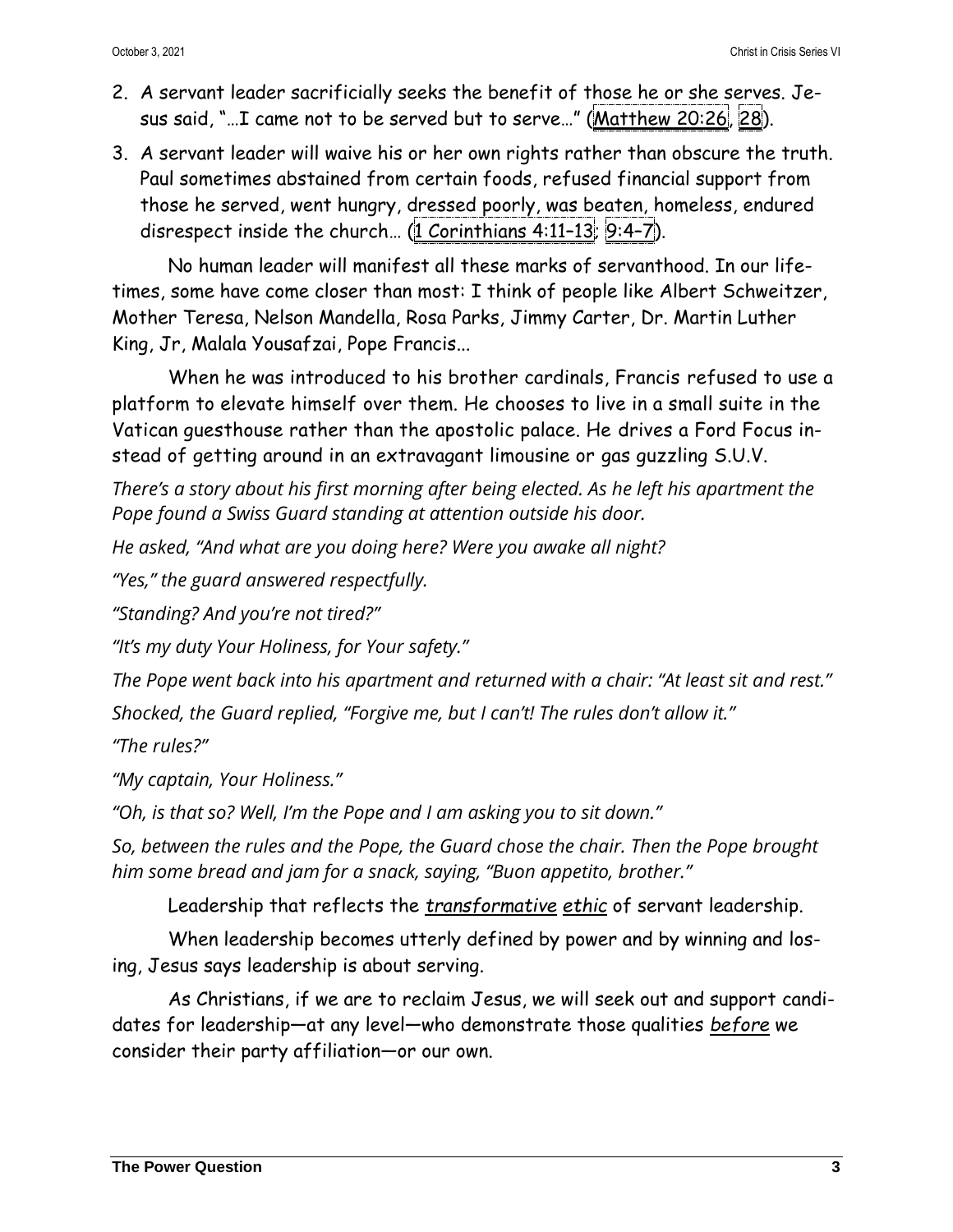2. A servant leader sacrificially seeks the benefit of those he or she serves. Jesus said, "…I came not to be served but to serve…" (Matthew 20:26, 28).
3. A servant leader will waive his or her own rights rather than obscure the truth. Paul sometimes abstained from certain foods, refused financial support from those he served, went hungry, dressed poorly, was beaten, homeless, endured disrespect inside the church… (1 Corinthians 4:11–13; 9:4–7).

No human leader will manifest all these marks of servanthood. In our lifetimes, some have come closer than most: I think of people like Albert Schweitzer, Mother Teresa, Nelson Mandella, Rosa Parks, Jimmy Carter, Dr. Martin Luther King, Jr, Malala Yousafzai, Pope Francis...

When he was introduced to his brother cardinals, Francis refused to use a platform to elevate himself over them. He chooses to live in a small suite in the Vatican guesthouse rather than the apostolic palace. He drives a Ford Focus instead of getting around in an extravagant limousine or gas guzzling S.U.V.

*There's a story about his first morning after being elected. As he left his apartment the Pope found a Swiss Guard standing at attention outside his door.*

*He asked, "And what are you doing here? Were you awake all night?*

*"Yes," the guard answered respectfully.*

*"Standing? And you're not tired?"*

*"It's my duty Your Holiness, for Your safety."*

*The Pope went back into his apartment and returned with a chair: "At least sit and rest."*

*Shocked, the Guard replied, "Forgive me, but I can't! The rules don't allow it."*

*"The rules?"*

*"My captain, Your Holiness."*

*"Oh, is that so? Well, I'm the Pope and I am asking you to sit down."*

*So, between the rules and the Pope, the Guard chose the chair. Then the Pope brought him some bread and jam for a snack, saying, "Buon appetito, brother."*

Leadership that reflects the *transformative ethic* of servant leadership.

When leadership becomes utterly defined by power and by winning and losing, Jesus says leadership is about serving.

As Christians, if we are to reclaim Jesus, we will seek out and support candidates for leadership—at any level—who demonstrate those qualities *before* we consider their party affiliation—or our own.